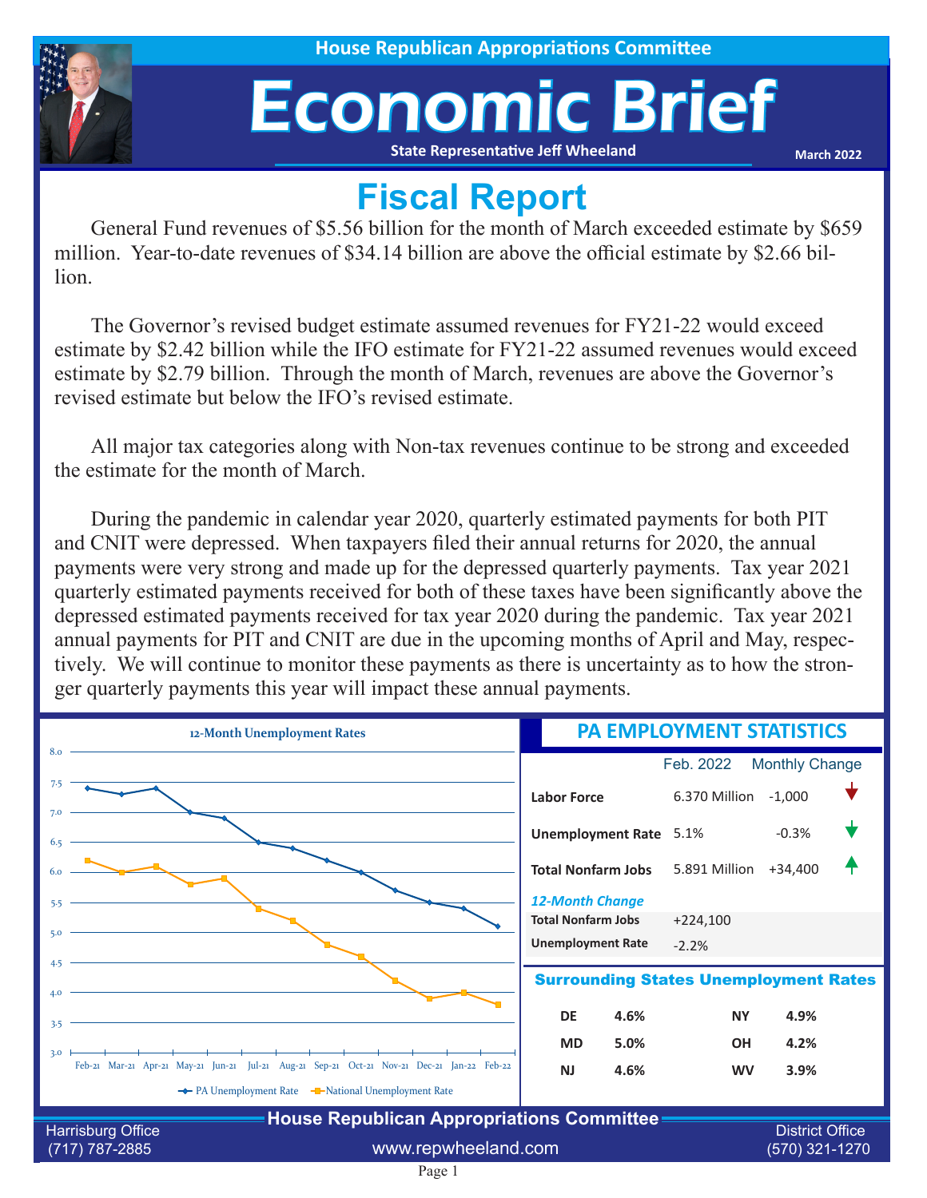House Republican Appropriations Committee

# Economic Brief

State Representative Jeff Wheeland

March 2022

## Fiscal Report

General Fund revenues of $5.56 billion for the month of March exceeded estimate by $659 million. Year-to-date revenues of $34.14 billion are above the official estimate by $2.66 billion.

The Governor's revised budget estimate assumed revenues for FY21-22 would exceed estimate by $2.42 billion while the IFO estimate for FY21-22 assumed revenues would exceed estimate by $2.79 billion. Through the month of March, revenues are above the Governor's revised estimate but below the IFO's revised estimate.

All major tax categories along with Non-tax revenues continue to be strong and exceeded the estimate for the month of March.

During the pandemic in calendar year 2020, quarterly estimated payments for both PIT and CNIT were depressed. When taxpayers filed their annual returns for 2020, the annual payments were very strong and made up for the depressed quarterly payments. Tax year 2021 quarterly estimated payments received for both of these taxes have been significantly above the depressed estimated payments received for tax year 2020 during the pandemic. Tax year 2021 annual payments for PIT and CNIT are due in the upcoming months of April and May, respectively. We will continue to monitor these payments as there is uncertainty as to how the stronger quarterly payments this year will impact these annual payments.

**12-Month Unemployment Rates**

8.0
7.5
7.0
6.5
6.0
5.5
5.0
4.5
4.0
3.5
3.0

Feb-21 Mar-21 Apr-21 May-21 Jun-21 Jul-21 Aug-21 Sep-21 Oct-21 Nov-21 Dec-21 Jan-22 Feb-22

PA Unemployment Rate
National Unemployment Rate

## PA EMPLOYMENT STATISTICS

| | Feb. 2022 | Monthly Change |
|---|---|---|
| **Labor Force** | 6.370 Million | -1,000 ↓ |
| **Unemployment Rate** | 5.1% | -0.3% ↓ |
| **Total Nonfarm Jobs** | 5.891 Million | +34,400 ↑ |

*12-Month Change*

| | |
|---|---|
| **Total Nonfarm Jobs** | +224,100 |
| **Unemployment Rate** | -2.2% |

### Surrounding States Unemployment Rates

| | | | |
|---|---|---|---|
| **DE** | **4.6%** | **NY** | **4.9%** |
| **MD** | **5.0%** | **OH** | **4.2%** |
| **NJ** | **4.6%** | **WV** | **3.9%** |

House Republican Appropriations Committee

Harrisburg Office
(717) 787-2885

www.repwheeland.com

District Office
(570) 321-1270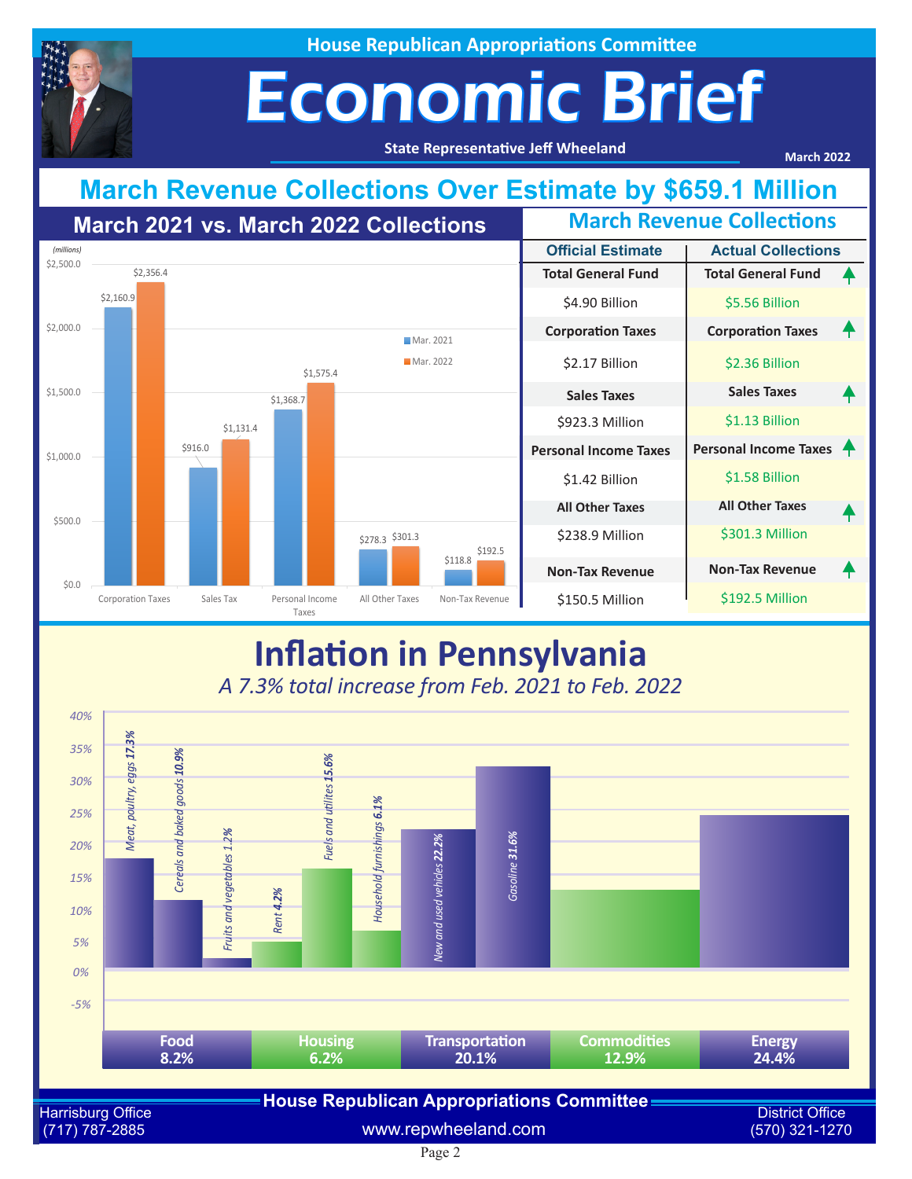House Republican Appropriations Committee

# Economic Brief

State Representative Jeff Wheeland

March 2022

## March Revenue Collections Over Estimate by $659.1 Million

### March 2021 vs. March 2022 Collections

(millions)

$2,500.0
$2,000.0
$1,500.0
$1,000.0
$500.0
$0.0

Mar. 2021
Mar. 2022

$2,160.9 $2,356.4
$916.0 $1,131.4
$1,368.7 $1,575.4
$278.3 $301.3
$118.8 $192.5

Corporation Taxes
Sales Tax
Personal Income Taxes
All Other Taxes
Non-Tax Revenue

### March Revenue Collections

| Official Estimate | Actual Collections |
|---|---|
| **Total General Fund** | **Total General Fund** |
| $4.90 Billion | $5.56 Billion |
| **Corporation Taxes** | **Corporation Taxes** |
| $2.17 Billion | $2.36 Billion |
| **Sales Taxes** | **Sales Taxes** |
| $923.3 Million | $1.13 Billion |
| **Personal Income Taxes** | **Personal Income Taxes** |
| $1.42 Billion | $1.58 Billion |
| **All Other Taxes** | **All Other Taxes** |
| $238.9 Million | $301.3 Million |
| **Non-Tax Revenue** | **Non-Tax Revenue** |
| $150.5 Million | $192.5 Million |

## Inflation in Pennsylvania

*A 7.3% total increase from Feb. 2021 to Feb. 2022*

40%
35%
30%
25%
20%
15%
10%
5%
0%
-5%

*Meat, poultry, eggs **17.3%***
*Cereals and baked goods **10.9%***
*Fruits and vegetables **1.2%***
*Rent **4.2%***
*Fuels and utilites **15.6%***
*Household furnishings **6.1%***
*New and used vehicles **22.2%***
*Gasoline **31.6%***

**Food 8.2%**
**Housing 6.2%**
**Transportation 20.1%**
**Commodities 12.9%**
**Energy 24.4%**

**House Republican Appropriations Committee**

Harrisburg Office
(717) 787-2885

www.repwheeland.com

District Office
(570) 321-1270